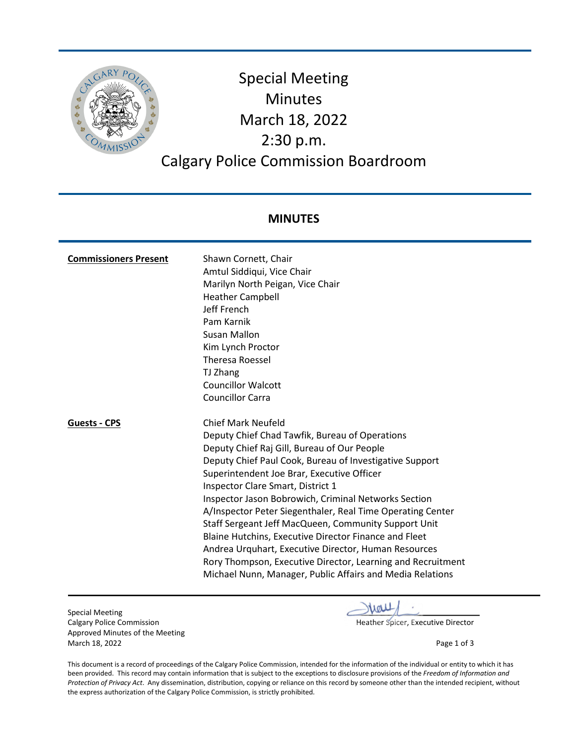# Special Meeting Minutes

March 18, 2022

2:30 p.m.

Calgary Police Commission Boardroom

## MINUTES

| | |
|---|---|
| **Commissioners Present** | Shawn Cornett, Chair<br>Amtul Siddiqui, Vice Chair<br>Marilyn North Peigan, Vice Chair<br>Heather Campbell<br>Jeff French<br>Pam Karnik<br>Susan Mallon<br>Kim Lynch Proctor<br>Theresa Roessel<br>TJ Zhang<br>Councillor Walcott<br>Councillor Carra |
| **Guests - CPS** | Chief Mark Neufeld<br>Deputy Chief Chad Tawfik, Bureau of Operations<br>Deputy Chief Raj Gill, Bureau of Our People<br>Deputy Chief Paul Cook, Bureau of Investigative Support<br>Superintendent Joe Brar, Executive Officer<br>Inspector Clare Smart, District 1<br>Inspector Jason Bobrowich, Criminal Networks Section<br>A/Inspector Peter Siegenthaler, Real Time Operating Center<br>Staff Sergeant Jeff MacQueen, Community Support Unit<br>Blaine Hutchins, Executive Director Finance and Fleet<br>Andrea Urquhart, Executive Director, Human Resources<br>Rory Thompson, Executive Director, Learning and Recruitment<br>Michael Nunn, Manager, Public Affairs and Media Relations |

Special Meeting
Calgary Police Commission
Approved Minutes of the Meeting
March 18, 2022

Heather Spicer, Executive Director

This document is a record of proceedings of the Calgary Police Commission, intended for the information of the individual or entity to which it has been provided. This record may contain information that is subject to the exceptions to disclosure provisions of the *Freedom of Information and Protection of Privacy Act*. Any dissemination, distribution, copying or reliance on this record by someone other than the intended recipient, without the express authorization of the Calgary Police Commission, is strictly prohibited.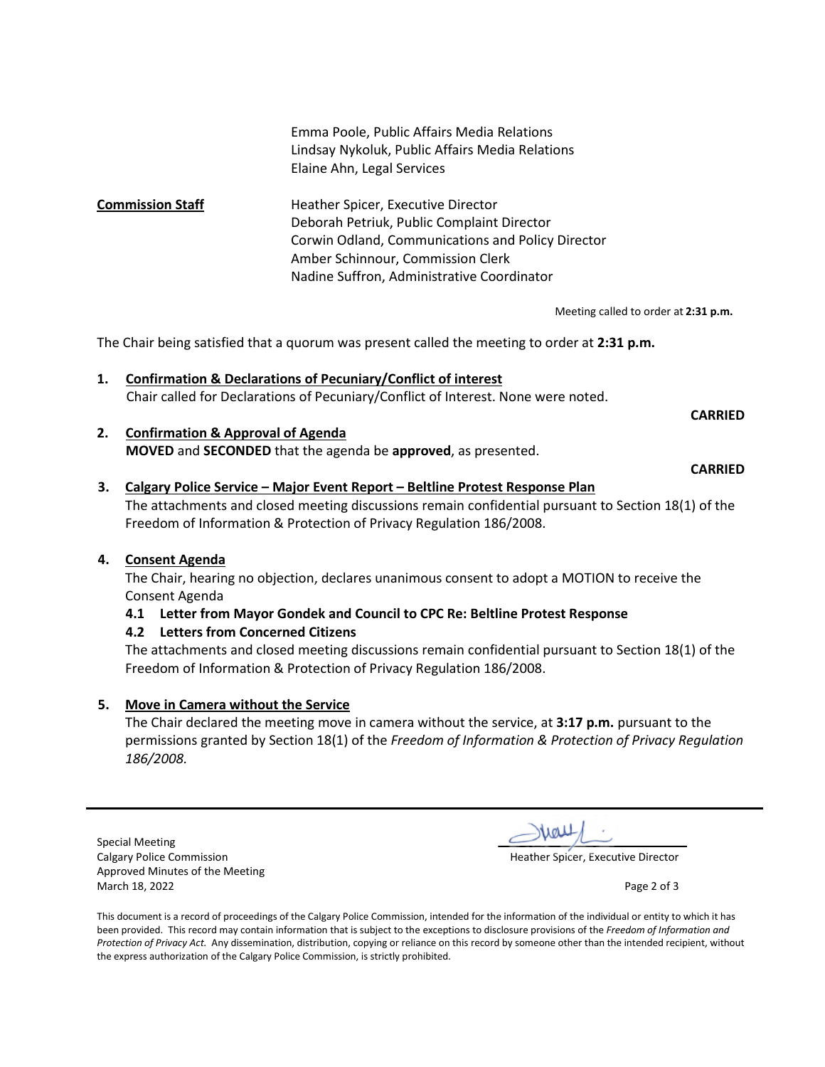Emma Poole, Public Affairs Media Relations
Lindsay Nykoluk, Public Affairs Media Relations
Elaine Ahn, Legal Services

**Commission Staff**

Heather Spicer, Executive Director
Deborah Petriuk, Public Complaint Director
Corwin Odland, Communications and Policy Director
Amber Schinnour, Commission Clerk
Nadine Suffron, Administrative Coordinator

Meeting called to order at **2:31 p.m.**

The Chair being satisfied that a quorum was present called the meeting to order at **2:31 p.m.**

1. **Confirmation & Declarations of Pecuniary/Conflict of interest**
   Chair called for Declarations of Pecuniary/Conflict of Interest. None were noted.

   **CARRIED**

2. **Confirmation & Approval of Agenda**
   **MOVED** and **SECONDED** that the agenda be **approved**, as presented.

   **CARRIED**

3. **Calgary Police Service – Major Event Report – Beltline Protest Response Plan**
   The attachments and closed meeting discussions remain confidential pursuant to Section 18(1) of the Freedom of Information & Protection of Privacy Regulation 186/2008.

4. **Consent Agenda**
   The Chair, hearing no objection, declares unanimous consent to adopt a MOTION to receive the Consent Agenda

   **4.1 Letter from Mayor Gondek and Council to CPC Re: Beltline Protest Response**

   **4.2 Letters from Concerned Citizens**

   The attachments and closed meeting discussions remain confidential pursuant to Section 18(1) of the Freedom of Information & Protection of Privacy Regulation 186/2008.

5. **Move in Camera without the Service**
   The Chair declared the meeting move in camera without the service, at **3:17 p.m.** pursuant to the permissions granted by Section 18(1) of the *Freedom of Information & Protection of Privacy Regulation 186/2008.*

Special Meeting
Calgary Police Commission
Approved Minutes of the Meeting
March 18, 2022

Heather Spicer, Executive Director

This document is a record of proceedings of the Calgary Police Commission, intended for the information of the individual or entity to which it has been provided. This record may contain information that is subject to the exceptions to disclosure provisions of the *Freedom of Information and Protection of Privacy Act.* Any dissemination, distribution, copying or reliance on this record by someone other than the intended recipient, without the express authorization of the Calgary Police Commission, is strictly prohibited.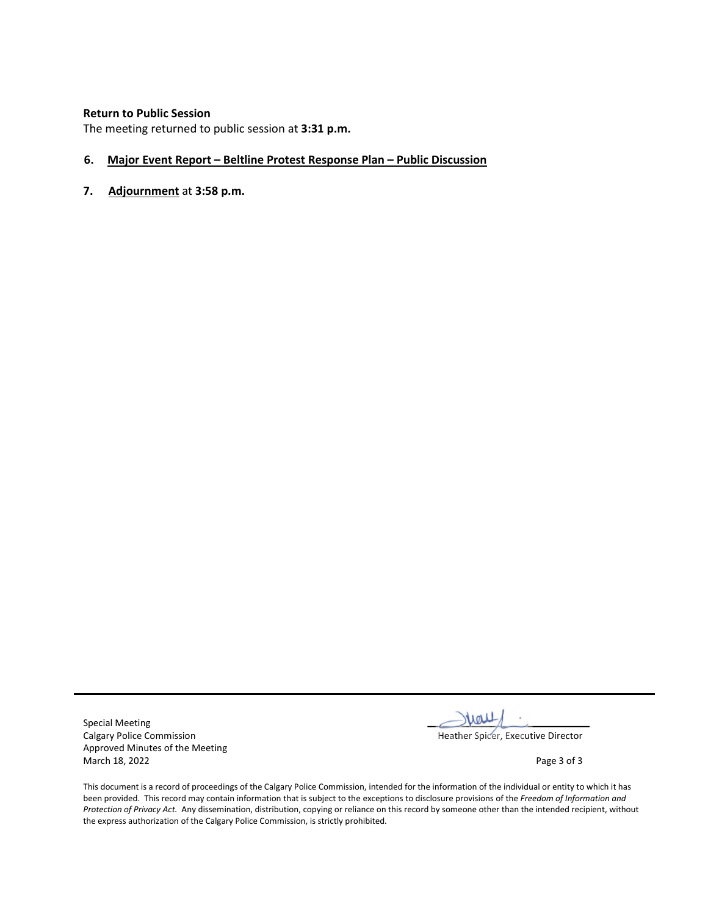**Return to Public Session**
The meeting returned to public session at **3:31 p.m.**

6. **Major Event Report – Beltline Protest Response Plan – Public Discussion**

7. **Adjournment** at **3:58 p.m.**

Heather Spicer, Executive Director

Special Meeting
Calgary Police Commission
Approved Minutes of the Meeting
March 18, 2022

This document is a record of proceedings of the Calgary Police Commission, intended for the information of the individual or entity to which it has been provided. This record may contain information that is subject to the exceptions to disclosure provisions of the *Freedom of Information and Protection of Privacy Act.* Any dissemination, distribution, copying or reliance on this record by someone other than the intended recipient, without the express authorization of the Calgary Police Commission, is strictly prohibited.